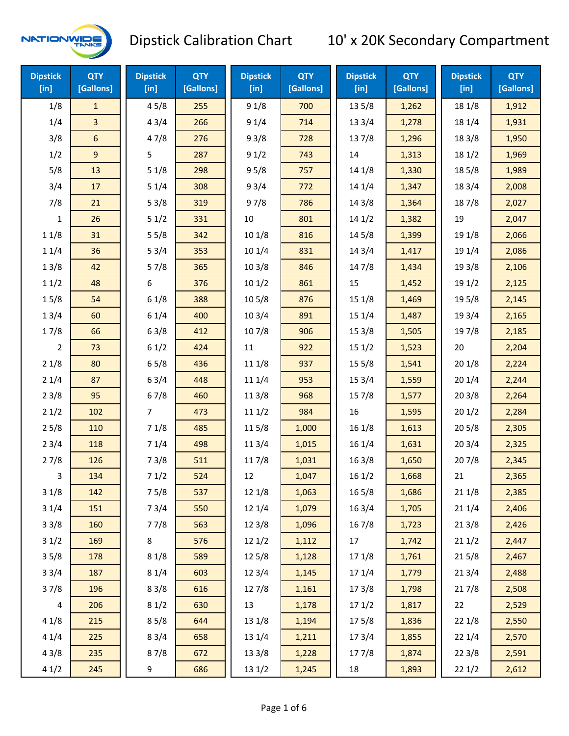# Dipstick Calibration Chart 10' x 20K Secondary Compartment

| Dipstick [in] | QTY [Gallons] | Dipstick [in] | QTY [Gallons] | Dipstick [in] | QTY [Gallons] | Dipstick [in] | QTY [Gallons] | Dipstick [in] | QTY [Gallons] |
|---|---|---|---|---|---|---|---|---|---|
| 1/8 | 1 | 4 5/8 | 255 | 9 1/8 | 700 | 13 5/8 | 1,262 | 18 1/8 | 1,912 |
| 1/4 | 3 | 4 3/4 | 266 | 9 1/4 | 714 | 13 3/4 | 1,278 | 18 1/4 | 1,931 |
| 3/8 | 6 | 4 7/8 | 276 | 9 3/8 | 728 | 13 7/8 | 1,296 | 18 3/8 | 1,950 |
| 1/2 | 9 | 5 | 287 | 9 1/2 | 743 | 14 | 1,313 | 18 1/2 | 1,969 |
| 5/8 | 13 | 5 1/8 | 298 | 9 5/8 | 757 | 14 1/8 | 1,330 | 18 5/8 | 1,989 |
| 3/4 | 17 | 5 1/4 | 308 | 9 3/4 | 772 | 14 1/4 | 1,347 | 18 3/4 | 2,008 |
| 7/8 | 21 | 5 3/8 | 319 | 9 7/8 | 786 | 14 3/8 | 1,364 | 18 7/8 | 2,027 |
| 1 | 26 | 5 1/2 | 331 | 10 | 801 | 14 1/2 | 1,382 | 19 | 2,047 |
| 1 1/8 | 31 | 5 5/8 | 342 | 10 1/8 | 816 | 14 5/8 | 1,399 | 19 1/8 | 2,066 |
| 1 1/4 | 36 | 5 3/4 | 353 | 10 1/4 | 831 | 14 3/4 | 1,417 | 19 1/4 | 2,086 |
| 1 3/8 | 42 | 5 7/8 | 365 | 10 3/8 | 846 | 14 7/8 | 1,434 | 19 3/8 | 2,106 |
| 1 1/2 | 48 | 6 | 376 | 10 1/2 | 861 | 15 | 1,452 | 19 1/2 | 2,125 |
| 1 5/8 | 54 | 6 1/8 | 388 | 10 5/8 | 876 | 15 1/8 | 1,469 | 19 5/8 | 2,145 |
| 1 3/4 | 60 | 6 1/4 | 400 | 10 3/4 | 891 | 15 1/4 | 1,487 | 19 3/4 | 2,165 |
| 1 7/8 | 66 | 6 3/8 | 412 | 10 7/8 | 906 | 15 3/8 | 1,505 | 19 7/8 | 2,185 |
| 2 | 73 | 6 1/2 | 424 | 11 | 922 | 15 1/2 | 1,523 | 20 | 2,204 |
| 2 1/8 | 80 | 6 5/8 | 436 | 11 1/8 | 937 | 15 5/8 | 1,541 | 20 1/8 | 2,224 |
| 2 1/4 | 87 | 6 3/4 | 448 | 11 1/4 | 953 | 15 3/4 | 1,559 | 20 1/4 | 2,244 |
| 2 3/8 | 95 | 6 7/8 | 460 | 11 3/8 | 968 | 15 7/8 | 1,577 | 20 3/8 | 2,264 |
| 2 1/2 | 102 | 7 | 473 | 11 1/2 | 984 | 16 | 1,595 | 20 1/2 | 2,284 |
| 2 5/8 | 110 | 7 1/8 | 485 | 11 5/8 | 1,000 | 16 1/8 | 1,613 | 20 5/8 | 2,305 |
| 2 3/4 | 118 | 7 1/4 | 498 | 11 3/4 | 1,015 | 16 1/4 | 1,631 | 20 3/4 | 2,325 |
| 2 7/8 | 126 | 7 3/8 | 511 | 11 7/8 | 1,031 | 16 3/8 | 1,650 | 20 7/8 | 2,345 |
| 3 | 134 | 7 1/2 | 524 | 12 | 1,047 | 16 1/2 | 1,668 | 21 | 2,365 |
| 3 1/8 | 142 | 7 5/8 | 537 | 12 1/8 | 1,063 | 16 5/8 | 1,686 | 21 1/8 | 2,385 |
| 3 1/4 | 151 | 7 3/4 | 550 | 12 1/4 | 1,079 | 16 3/4 | 1,705 | 21 1/4 | 2,406 |
| 3 3/8 | 160 | 7 7/8 | 563 | 12 3/8 | 1,096 | 16 7/8 | 1,723 | 21 3/8 | 2,426 |
| 3 1/2 | 169 | 8 | 576 | 12 1/2 | 1,112 | 17 | 1,742 | 21 1/2 | 2,447 |
| 3 5/8 | 178 | 8 1/8 | 589 | 12 5/8 | 1,128 | 17 1/8 | 1,761 | 21 5/8 | 2,467 |
| 3 3/4 | 187 | 8 1/4 | 603 | 12 3/4 | 1,145 | 17 1/4 | 1,779 | 21 3/4 | 2,488 |
| 3 7/8 | 196 | 8 3/8 | 616 | 12 7/8 | 1,161 | 17 3/8 | 1,798 | 21 7/8 | 2,508 |
| 4 | 206 | 8 1/2 | 630 | 13 | 1,178 | 17 1/2 | 1,817 | 22 | 2,529 |
| 4 1/8 | 215 | 8 5/8 | 644 | 13 1/8 | 1,194 | 17 5/8 | 1,836 | 22 1/8 | 2,550 |
| 4 1/4 | 225 | 8 3/4 | 658 | 13 1/4 | 1,211 | 17 3/4 | 1,855 | 22 1/4 | 2,570 |
| 4 3/8 | 235 | 8 7/8 | 672 | 13 3/8 | 1,228 | 17 7/8 | 1,874 | 22 3/8 | 2,591 |
| 4 1/2 | 245 | 9 | 686 | 13 1/2 | 1,245 | 18 | 1,893 | 22 1/2 | 2,612 |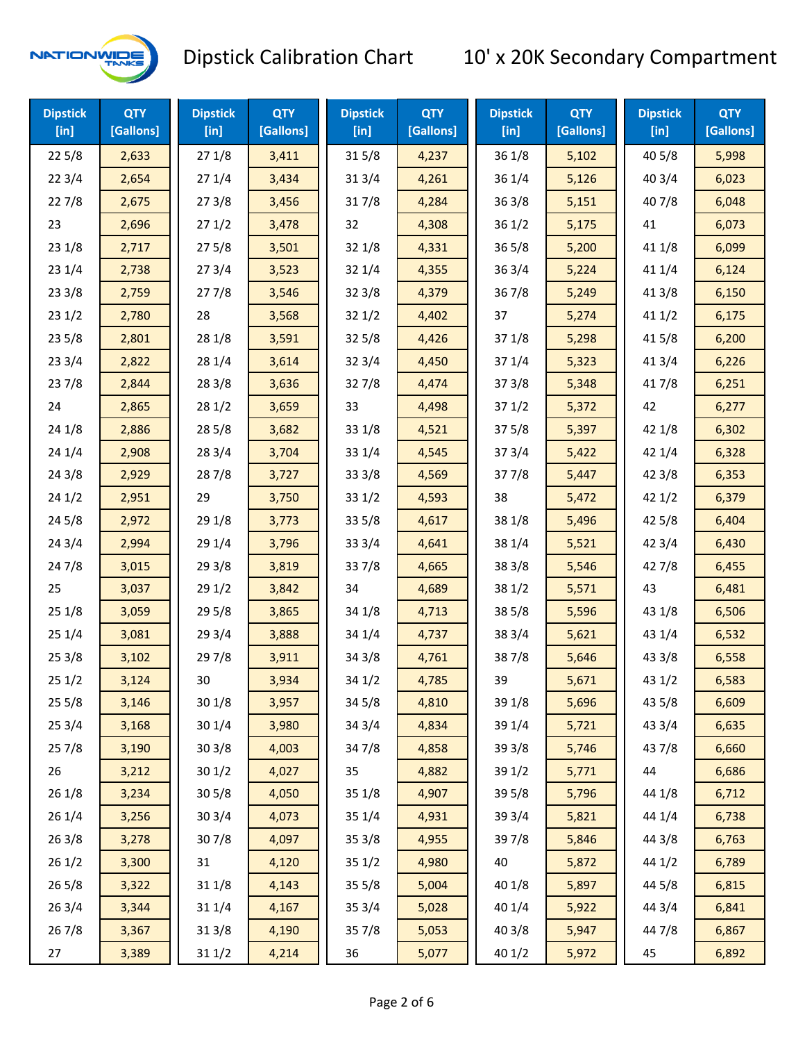# Dipstick Calibration Chart — 10' x 20K Secondary Compartment

| Dipstick [in] | QTY [Gallons] | Dipstick [in] | QTY [Gallons] | Dipstick [in] | QTY [Gallons] | Dipstick [in] | QTY [Gallons] | Dipstick [in] | QTY [Gallons] |
|---|---|---|---|---|---|---|---|---|---|
| 22 5/8 | 2,633 | 27 1/8 | 3,411 | 31 5/8 | 4,237 | 36 1/8 | 5,102 | 40 5/8 | 5,998 |
| 22 3/4 | 2,654 | 27 1/4 | 3,434 | 31 3/4 | 4,261 | 36 1/4 | 5,126 | 40 3/4 | 6,023 |
| 22 7/8 | 2,675 | 27 3/8 | 3,456 | 31 7/8 | 4,284 | 36 3/8 | 5,151 | 40 7/8 | 6,048 |
| 23 | 2,696 | 27 1/2 | 3,478 | 32 | 4,308 | 36 1/2 | 5,175 | 41 | 6,073 |
| 23 1/8 | 2,717 | 27 5/8 | 3,501 | 32 1/8 | 4,331 | 36 5/8 | 5,200 | 41 1/8 | 6,099 |
| 23 1/4 | 2,738 | 27 3/4 | 3,523 | 32 1/4 | 4,355 | 36 3/4 | 5,224 | 41 1/4 | 6,124 |
| 23 3/8 | 2,759 | 27 7/8 | 3,546 | 32 3/8 | 4,379 | 36 7/8 | 5,249 | 41 3/8 | 6,150 |
| 23 1/2 | 2,780 | 28 | 3,568 | 32 1/2 | 4,402 | 37 | 5,274 | 41 1/2 | 6,175 |
| 23 5/8 | 2,801 | 28 1/8 | 3,591 | 32 5/8 | 4,426 | 37 1/8 | 5,298 | 41 5/8 | 6,200 |
| 23 3/4 | 2,822 | 28 1/4 | 3,614 | 32 3/4 | 4,450 | 37 1/4 | 5,323 | 41 3/4 | 6,226 |
| 23 7/8 | 2,844 | 28 3/8 | 3,636 | 32 7/8 | 4,474 | 37 3/8 | 5,348 | 41 7/8 | 6,251 |
| 24 | 2,865 | 28 1/2 | 3,659 | 33 | 4,498 | 37 1/2 | 5,372 | 42 | 6,277 |
| 24 1/8 | 2,886 | 28 5/8 | 3,682 | 33 1/8 | 4,521 | 37 5/8 | 5,397 | 42 1/8 | 6,302 |
| 24 1/4 | 2,908 | 28 3/4 | 3,704 | 33 1/4 | 4,545 | 37 3/4 | 5,422 | 42 1/4 | 6,328 |
| 24 3/8 | 2,929 | 28 7/8 | 3,727 | 33 3/8 | 4,569 | 37 7/8 | 5,447 | 42 3/8 | 6,353 |
| 24 1/2 | 2,951 | 29 | 3,750 | 33 1/2 | 4,593 | 38 | 5,472 | 42 1/2 | 6,379 |
| 24 5/8 | 2,972 | 29 1/8 | 3,773 | 33 5/8 | 4,617 | 38 1/8 | 5,496 | 42 5/8 | 6,404 |
| 24 3/4 | 2,994 | 29 1/4 | 3,796 | 33 3/4 | 4,641 | 38 1/4 | 5,521 | 42 3/4 | 6,430 |
| 24 7/8 | 3,015 | 29 3/8 | 3,819 | 33 7/8 | 4,665 | 38 3/8 | 5,546 | 42 7/8 | 6,455 |
| 25 | 3,037 | 29 1/2 | 3,842 | 34 | 4,689 | 38 1/2 | 5,571 | 43 | 6,481 |
| 25 1/8 | 3,059 | 29 5/8 | 3,865 | 34 1/8 | 4,713 | 38 5/8 | 5,596 | 43 1/8 | 6,506 |
| 25 1/4 | 3,081 | 29 3/4 | 3,888 | 34 1/4 | 4,737 | 38 3/4 | 5,621 | 43 1/4 | 6,532 |
| 25 3/8 | 3,102 | 29 7/8 | 3,911 | 34 3/8 | 4,761 | 38 7/8 | 5,646 | 43 3/8 | 6,558 |
| 25 1/2 | 3,124 | 30 | 3,934 | 34 1/2 | 4,785 | 39 | 5,671 | 43 1/2 | 6,583 |
| 25 5/8 | 3,146 | 30 1/8 | 3,957 | 34 5/8 | 4,810 | 39 1/8 | 5,696 | 43 5/8 | 6,609 |
| 25 3/4 | 3,168 | 30 1/4 | 3,980 | 34 3/4 | 4,834 | 39 1/4 | 5,721 | 43 3/4 | 6,635 |
| 25 7/8 | 3,190 | 30 3/8 | 4,003 | 34 7/8 | 4,858 | 39 3/8 | 5,746 | 43 7/8 | 6,660 |
| 26 | 3,212 | 30 1/2 | 4,027 | 35 | 4,882 | 39 1/2 | 5,771 | 44 | 6,686 |
| 26 1/8 | 3,234 | 30 5/8 | 4,050 | 35 1/8 | 4,907 | 39 5/8 | 5,796 | 44 1/8 | 6,712 |
| 26 1/4 | 3,256 | 30 3/4 | 4,073 | 35 1/4 | 4,931 | 39 3/4 | 5,821 | 44 1/4 | 6,738 |
| 26 3/8 | 3,278 | 30 7/8 | 4,097 | 35 3/8 | 4,955 | 39 7/8 | 5,846 | 44 3/8 | 6,763 |
| 26 1/2 | 3,300 | 31 | 4,120 | 35 1/2 | 4,980 | 40 | 5,872 | 44 1/2 | 6,789 |
| 26 5/8 | 3,322 | 31 1/8 | 4,143 | 35 5/8 | 5,004 | 40 1/8 | 5,897 | 44 5/8 | 6,815 |
| 26 3/4 | 3,344 | 31 1/4 | 4,167 | 35 3/4 | 5,028 | 40 1/4 | 5,922 | 44 3/4 | 6,841 |
| 26 7/8 | 3,367 | 31 3/8 | 4,190 | 35 7/8 | 5,053 | 40 3/8 | 5,947 | 44 7/8 | 6,867 |
| 27 | 3,389 | 31 1/2 | 4,214 | 36 | 5,077 | 40 1/2 | 5,972 | 45 | 6,892 |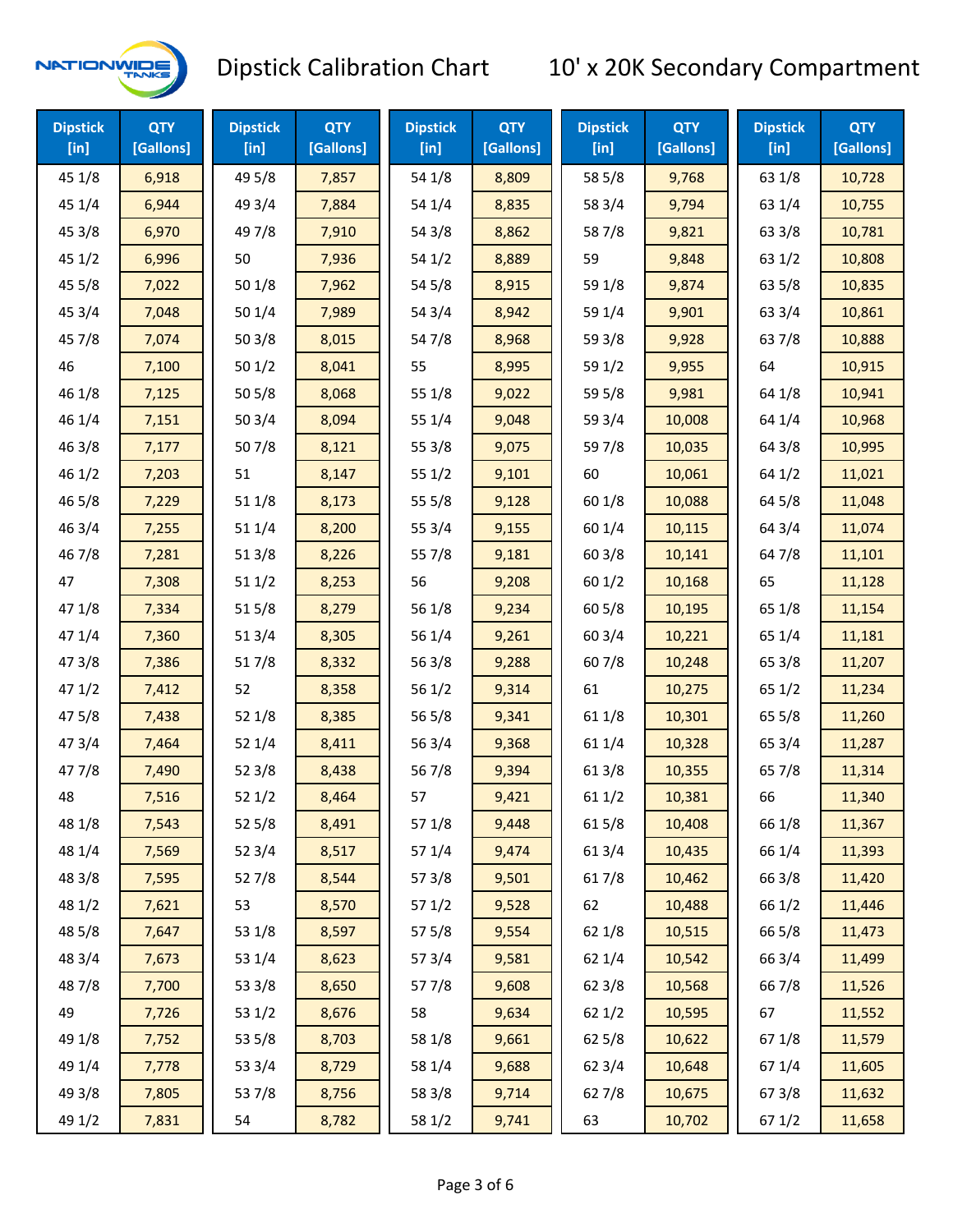# Dipstick Calibration Chart — 10' x 20K Secondary Compartment

| Dipstick [in] | QTY [Gallons] | Dipstick [in] | QTY [Gallons] | Dipstick [in] | QTY [Gallons] | Dipstick [in] | QTY [Gallons] | Dipstick [in] | QTY [Gallons] |
|---|---|---|---|---|---|---|---|---|---|
| 45 1/8 | 6,918 | 49 5/8 | 7,857 | 54 1/8 | 8,809 | 58 5/8 | 9,768 | 63 1/8 | 10,728 |
| 45 1/4 | 6,944 | 49 3/4 | 7,884 | 54 1/4 | 8,835 | 58 3/4 | 9,794 | 63 1/4 | 10,755 |
| 45 3/8 | 6,970 | 49 7/8 | 7,910 | 54 3/8 | 8,862 | 58 7/8 | 9,821 | 63 3/8 | 10,781 |
| 45 1/2 | 6,996 | 50 | 7,936 | 54 1/2 | 8,889 | 59 | 9,848 | 63 1/2 | 10,808 |
| 45 5/8 | 7,022 | 50 1/8 | 7,962 | 54 5/8 | 8,915 | 59 1/8 | 9,874 | 63 5/8 | 10,835 |
| 45 3/4 | 7,048 | 50 1/4 | 7,989 | 54 3/4 | 8,942 | 59 1/4 | 9,901 | 63 3/4 | 10,861 |
| 45 7/8 | 7,074 | 50 3/8 | 8,015 | 54 7/8 | 8,968 | 59 3/8 | 9,928 | 63 7/8 | 10,888 |
| 46 | 7,100 | 50 1/2 | 8,041 | 55 | 8,995 | 59 1/2 | 9,955 | 64 | 10,915 |
| 46 1/8 | 7,125 | 50 5/8 | 8,068 | 55 1/8 | 9,022 | 59 5/8 | 9,981 | 64 1/8 | 10,941 |
| 46 1/4 | 7,151 | 50 3/4 | 8,094 | 55 1/4 | 9,048 | 59 3/4 | 10,008 | 64 1/4 | 10,968 |
| 46 3/8 | 7,177 | 50 7/8 | 8,121 | 55 3/8 | 9,075 | 59 7/8 | 10,035 | 64 3/8 | 10,995 |
| 46 1/2 | 7,203 | 51 | 8,147 | 55 1/2 | 9,101 | 60 | 10,061 | 64 1/2 | 11,021 |
| 46 5/8 | 7,229 | 51 1/8 | 8,173 | 55 5/8 | 9,128 | 60 1/8 | 10,088 | 64 5/8 | 11,048 |
| 46 3/4 | 7,255 | 51 1/4 | 8,200 | 55 3/4 | 9,155 | 60 1/4 | 10,115 | 64 3/4 | 11,074 |
| 46 7/8 | 7,281 | 51 3/8 | 8,226 | 55 7/8 | 9,181 | 60 3/8 | 10,141 | 64 7/8 | 11,101 |
| 47 | 7,308 | 51 1/2 | 8,253 | 56 | 9,208 | 60 1/2 | 10,168 | 65 | 11,128 |
| 47 1/8 | 7,334 | 51 5/8 | 8,279 | 56 1/8 | 9,234 | 60 5/8 | 10,195 | 65 1/8 | 11,154 |
| 47 1/4 | 7,360 | 51 3/4 | 8,305 | 56 1/4 | 9,261 | 60 3/4 | 10,221 | 65 1/4 | 11,181 |
| 47 3/8 | 7,386 | 51 7/8 | 8,332 | 56 3/8 | 9,288 | 60 7/8 | 10,248 | 65 3/8 | 11,207 |
| 47 1/2 | 7,412 | 52 | 8,358 | 56 1/2 | 9,314 | 61 | 10,275 | 65 1/2 | 11,234 |
| 47 5/8 | 7,438 | 52 1/8 | 8,385 | 56 5/8 | 9,341 | 61 1/8 | 10,301 | 65 5/8 | 11,260 |
| 47 3/4 | 7,464 | 52 1/4 | 8,411 | 56 3/4 | 9,368 | 61 1/4 | 10,328 | 65 3/4 | 11,287 |
| 47 7/8 | 7,490 | 52 3/8 | 8,438 | 56 7/8 | 9,394 | 61 3/8 | 10,355 | 65 7/8 | 11,314 |
| 48 | 7,516 | 52 1/2 | 8,464 | 57 | 9,421 | 61 1/2 | 10,381 | 66 | 11,340 |
| 48 1/8 | 7,543 | 52 5/8 | 8,491 | 57 1/8 | 9,448 | 61 5/8 | 10,408 | 66 1/8 | 11,367 |
| 48 1/4 | 7,569 | 52 3/4 | 8,517 | 57 1/4 | 9,474 | 61 3/4 | 10,435 | 66 1/4 | 11,393 |
| 48 3/8 | 7,595 | 52 7/8 | 8,544 | 57 3/8 | 9,501 | 61 7/8 | 10,462 | 66 3/8 | 11,420 |
| 48 1/2 | 7,621 | 53 | 8,570 | 57 1/2 | 9,528 | 62 | 10,488 | 66 1/2 | 11,446 |
| 48 5/8 | 7,647 | 53 1/8 | 8,597 | 57 5/8 | 9,554 | 62 1/8 | 10,515 | 66 5/8 | 11,473 |
| 48 3/4 | 7,673 | 53 1/4 | 8,623 | 57 3/4 | 9,581 | 62 1/4 | 10,542 | 66 3/4 | 11,499 |
| 48 7/8 | 7,700 | 53 3/8 | 8,650 | 57 7/8 | 9,608 | 62 3/8 | 10,568 | 66 7/8 | 11,526 |
| 49 | 7,726 | 53 1/2 | 8,676 | 58 | 9,634 | 62 1/2 | 10,595 | 67 | 11,552 |
| 49 1/8 | 7,752 | 53 5/8 | 8,703 | 58 1/8 | 9,661 | 62 5/8 | 10,622 | 67 1/8 | 11,579 |
| 49 1/4 | 7,778 | 53 3/4 | 8,729 | 58 1/4 | 9,688 | 62 3/4 | 10,648 | 67 1/4 | 11,605 |
| 49 3/8 | 7,805 | 53 7/8 | 8,756 | 58 3/8 | 9,714 | 62 7/8 | 10,675 | 67 3/8 | 11,632 |
| 49 1/2 | 7,831 | 54 | 8,782 | 58 1/2 | 9,741 | 63 | 10,702 | 67 1/2 | 11,658 |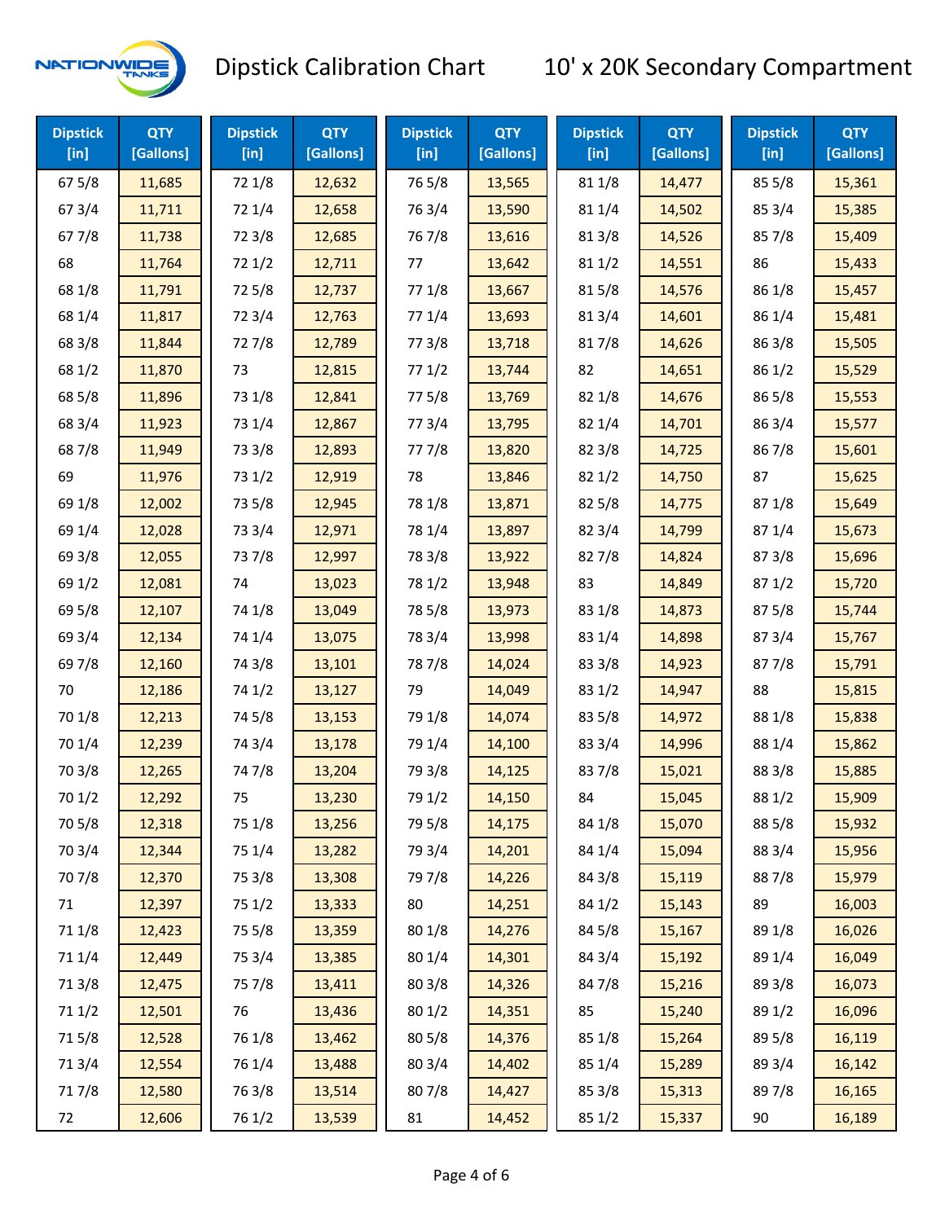# Dipstick Calibration Chart — 10' x 20K Secondary Compartment

| Dipstick [in] | QTY [Gallons] | Dipstick [in] | QTY [Gallons] | Dipstick [in] | QTY [Gallons] | Dipstick [in] | QTY [Gallons] | Dipstick [in] | QTY [Gallons] |
|---|---|---|---|---|---|---|---|---|---|
| 67 5/8 | 11,685 | 72 1/8 | 12,632 | 76 5/8 | 13,565 | 81 1/8 | 14,477 | 85 5/8 | 15,361 |
| 67 3/4 | 11,711 | 72 1/4 | 12,658 | 76 3/4 | 13,590 | 81 1/4 | 14,502 | 85 3/4 | 15,385 |
| 67 7/8 | 11,738 | 72 3/8 | 12,685 | 76 7/8 | 13,616 | 81 3/8 | 14,526 | 85 7/8 | 15,409 |
| 68 | 11,764 | 72 1/2 | 12,711 | 77 | 13,642 | 81 1/2 | 14,551 | 86 | 15,433 |
| 68 1/8 | 11,791 | 72 5/8 | 12,737 | 77 1/8 | 13,667 | 81 5/8 | 14,576 | 86 1/8 | 15,457 |
| 68 1/4 | 11,817 | 72 3/4 | 12,763 | 77 1/4 | 13,693 | 81 3/4 | 14,601 | 86 1/4 | 15,481 |
| 68 3/8 | 11,844 | 72 7/8 | 12,789 | 77 3/8 | 13,718 | 81 7/8 | 14,626 | 86 3/8 | 15,505 |
| 68 1/2 | 11,870 | 73 | 12,815 | 77 1/2 | 13,744 | 82 | 14,651 | 86 1/2 | 15,529 |
| 68 5/8 | 11,896 | 73 1/8 | 12,841 | 77 5/8 | 13,769 | 82 1/8 | 14,676 | 86 5/8 | 15,553 |
| 68 3/4 | 11,923 | 73 1/4 | 12,867 | 77 3/4 | 13,795 | 82 1/4 | 14,701 | 86 3/4 | 15,577 |
| 68 7/8 | 11,949 | 73 3/8 | 12,893 | 77 7/8 | 13,820 | 82 3/8 | 14,725 | 86 7/8 | 15,601 |
| 69 | 11,976 | 73 1/2 | 12,919 | 78 | 13,846 | 82 1/2 | 14,750 | 87 | 15,625 |
| 69 1/8 | 12,002 | 73 5/8 | 12,945 | 78 1/8 | 13,871 | 82 5/8 | 14,775 | 87 1/8 | 15,649 |
| 69 1/4 | 12,028 | 73 3/4 | 12,971 | 78 1/4 | 13,897 | 82 3/4 | 14,799 | 87 1/4 | 15,673 |
| 69 3/8 | 12,055 | 73 7/8 | 12,997 | 78 3/8 | 13,922 | 82 7/8 | 14,824 | 87 3/8 | 15,696 |
| 69 1/2 | 12,081 | 74 | 13,023 | 78 1/2 | 13,948 | 83 | 14,849 | 87 1/2 | 15,720 |
| 69 5/8 | 12,107 | 74 1/8 | 13,049 | 78 5/8 | 13,973 | 83 1/8 | 14,873 | 87 5/8 | 15,744 |
| 69 3/4 | 12,134 | 74 1/4 | 13,075 | 78 3/4 | 13,998 | 83 1/4 | 14,898 | 87 3/4 | 15,767 |
| 69 7/8 | 12,160 | 74 3/8 | 13,101 | 78 7/8 | 14,024 | 83 3/8 | 14,923 | 87 7/8 | 15,791 |
| 70 | 12,186 | 74 1/2 | 13,127 | 79 | 14,049 | 83 1/2 | 14,947 | 88 | 15,815 |
| 70 1/8 | 12,213 | 74 5/8 | 13,153 | 79 1/8 | 14,074 | 83 5/8 | 14,972 | 88 1/8 | 15,838 |
| 70 1/4 | 12,239 | 74 3/4 | 13,178 | 79 1/4 | 14,100 | 83 3/4 | 14,996 | 88 1/4 | 15,862 |
| 70 3/8 | 12,265 | 74 7/8 | 13,204 | 79 3/8 | 14,125 | 83 7/8 | 15,021 | 88 3/8 | 15,885 |
| 70 1/2 | 12,292 | 75 | 13,230 | 79 1/2 | 14,150 | 84 | 15,045 | 88 1/2 | 15,909 |
| 70 5/8 | 12,318 | 75 1/8 | 13,256 | 79 5/8 | 14,175 | 84 1/8 | 15,070 | 88 5/8 | 15,932 |
| 70 3/4 | 12,344 | 75 1/4 | 13,282 | 79 3/4 | 14,201 | 84 1/4 | 15,094 | 88 3/4 | 15,956 |
| 70 7/8 | 12,370 | 75 3/8 | 13,308 | 79 7/8 | 14,226 | 84 3/8 | 15,119 | 88 7/8 | 15,979 |
| 71 | 12,397 | 75 1/2 | 13,333 | 80 | 14,251 | 84 1/2 | 15,143 | 89 | 16,003 |
| 71 1/8 | 12,423 | 75 5/8 | 13,359 | 80 1/8 | 14,276 | 84 5/8 | 15,167 | 89 1/8 | 16,026 |
| 71 1/4 | 12,449 | 75 3/4 | 13,385 | 80 1/4 | 14,301 | 84 3/4 | 15,192 | 89 1/4 | 16,049 |
| 71 3/8 | 12,475 | 75 7/8 | 13,411 | 80 3/8 | 14,326 | 84 7/8 | 15,216 | 89 3/8 | 16,073 |
| 71 1/2 | 12,501 | 76 | 13,436 | 80 1/2 | 14,351 | 85 | 15,240 | 89 1/2 | 16,096 |
| 71 5/8 | 12,528 | 76 1/8 | 13,462 | 80 5/8 | 14,376 | 85 1/8 | 15,264 | 89 5/8 | 16,119 |
| 71 3/4 | 12,554 | 76 1/4 | 13,488 | 80 3/4 | 14,402 | 85 1/4 | 15,289 | 89 3/4 | 16,142 |
| 71 7/8 | 12,580 | 76 3/8 | 13,514 | 80 7/8 | 14,427 | 85 3/8 | 15,313 | 89 7/8 | 16,165 |
| 72 | 12,606 | 76 1/2 | 13,539 | 81 | 14,452 | 85 1/2 | 15,337 | 90 | 16,189 |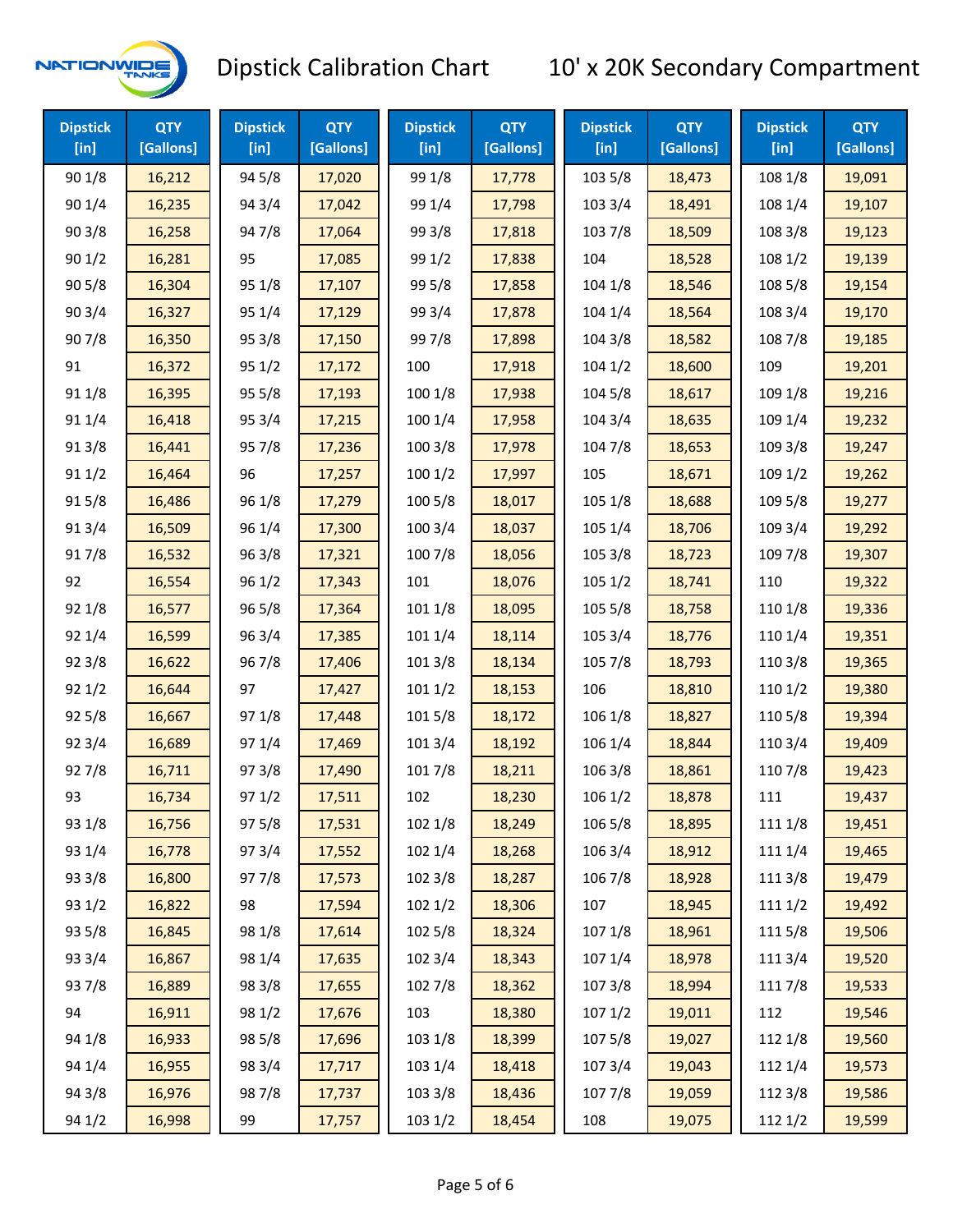# Dipstick Calibration Chart

## 10' x 20K Secondary Compartment

| Dipstick [in] | QTY [Gallons] | Dipstick [in] | QTY [Gallons] | Dipstick [in] | QTY [Gallons] | Dipstick [in] | QTY [Gallons] | Dipstick [in] | QTY [Gallons] |
|---|---|---|---|---|---|---|---|---|---|
| 90 1/8 | 16,212 | 94 5/8 | 17,020 | 99 1/8 | 17,778 | 103 5/8 | 18,473 | 108 1/8 | 19,091 |
| 90 1/4 | 16,235 | 94 3/4 | 17,042 | 99 1/4 | 17,798 | 103 3/4 | 18,491 | 108 1/4 | 19,107 |
| 90 3/8 | 16,258 | 94 7/8 | 17,064 | 99 3/8 | 17,818 | 103 7/8 | 18,509 | 108 3/8 | 19,123 |
| 90 1/2 | 16,281 | 95 | 17,085 | 99 1/2 | 17,838 | 104 | 18,528 | 108 1/2 | 19,139 |
| 90 5/8 | 16,304 | 95 1/8 | 17,107 | 99 5/8 | 17,858 | 104 1/8 | 18,546 | 108 5/8 | 19,154 |
| 90 3/4 | 16,327 | 95 1/4 | 17,129 | 99 3/4 | 17,878 | 104 1/4 | 18,564 | 108 3/4 | 19,170 |
| 90 7/8 | 16,350 | 95 3/8 | 17,150 | 99 7/8 | 17,898 | 104 3/8 | 18,582 | 108 7/8 | 19,185 |
| 91 | 16,372 | 95 1/2 | 17,172 | 100 | 17,918 | 104 1/2 | 18,600 | 109 | 19,201 |
| 91 1/8 | 16,395 | 95 5/8 | 17,193 | 100 1/8 | 17,938 | 104 5/8 | 18,617 | 109 1/8 | 19,216 |
| 91 1/4 | 16,418 | 95 3/4 | 17,215 | 100 1/4 | 17,958 | 104 3/4 | 18,635 | 109 1/4 | 19,232 |
| 91 3/8 | 16,441 | 95 7/8 | 17,236 | 100 3/8 | 17,978 | 104 7/8 | 18,653 | 109 3/8 | 19,247 |
| 91 1/2 | 16,464 | 96 | 17,257 | 100 1/2 | 17,997 | 105 | 18,671 | 109 1/2 | 19,262 |
| 91 5/8 | 16,486 | 96 1/8 | 17,279 | 100 5/8 | 18,017 | 105 1/8 | 18,688 | 109 5/8 | 19,277 |
| 91 3/4 | 16,509 | 96 1/4 | 17,300 | 100 3/4 | 18,037 | 105 1/4 | 18,706 | 109 3/4 | 19,292 |
| 91 7/8 | 16,532 | 96 3/8 | 17,321 | 100 7/8 | 18,056 | 105 3/8 | 18,723 | 109 7/8 | 19,307 |
| 92 | 16,554 | 96 1/2 | 17,343 | 101 | 18,076 | 105 1/2 | 18,741 | 110 | 19,322 |
| 92 1/8 | 16,577 | 96 5/8 | 17,364 | 101 1/8 | 18,095 | 105 5/8 | 18,758 | 110 1/8 | 19,336 |
| 92 1/4 | 16,599 | 96 3/4 | 17,385 | 101 1/4 | 18,114 | 105 3/4 | 18,776 | 110 1/4 | 19,351 |
| 92 3/8 | 16,622 | 96 7/8 | 17,406 | 101 3/8 | 18,134 | 105 7/8 | 18,793 | 110 3/8 | 19,365 |
| 92 1/2 | 16,644 | 97 | 17,427 | 101 1/2 | 18,153 | 106 | 18,810 | 110 1/2 | 19,380 |
| 92 5/8 | 16,667 | 97 1/8 | 17,448 | 101 5/8 | 18,172 | 106 1/8 | 18,827 | 110 5/8 | 19,394 |
| 92 3/4 | 16,689 | 97 1/4 | 17,469 | 101 3/4 | 18,192 | 106 1/4 | 18,844 | 110 3/4 | 19,409 |
| 92 7/8 | 16,711 | 97 3/8 | 17,490 | 101 7/8 | 18,211 | 106 3/8 | 18,861 | 110 7/8 | 19,423 |
| 93 | 16,734 | 97 1/2 | 17,511 | 102 | 18,230 | 106 1/2 | 18,878 | 111 | 19,437 |
| 93 1/8 | 16,756 | 97 5/8 | 17,531 | 102 1/8 | 18,249 | 106 5/8 | 18,895 | 111 1/8 | 19,451 |
| 93 1/4 | 16,778 | 97 3/4 | 17,552 | 102 1/4 | 18,268 | 106 3/4 | 18,912 | 111 1/4 | 19,465 |
| 93 3/8 | 16,800 | 97 7/8 | 17,573 | 102 3/8 | 18,287 | 106 7/8 | 18,928 | 111 3/8 | 19,479 |
| 93 1/2 | 16,822 | 98 | 17,594 | 102 1/2 | 18,306 | 107 | 18,945 | 111 1/2 | 19,492 |
| 93 5/8 | 16,845 | 98 1/8 | 17,614 | 102 5/8 | 18,324 | 107 1/8 | 18,961 | 111 5/8 | 19,506 |
| 93 3/4 | 16,867 | 98 1/4 | 17,635 | 102 3/4 | 18,343 | 107 1/4 | 18,978 | 111 3/4 | 19,520 |
| 93 7/8 | 16,889 | 98 3/8 | 17,655 | 102 7/8 | 18,362 | 107 3/8 | 18,994 | 111 7/8 | 19,533 |
| 94 | 16,911 | 98 1/2 | 17,676 | 103 | 18,380 | 107 1/2 | 19,011 | 112 | 19,546 |
| 94 1/8 | 16,933 | 98 5/8 | 17,696 | 103 1/8 | 18,399 | 107 5/8 | 19,027 | 112 1/8 | 19,560 |
| 94 1/4 | 16,955 | 98 3/4 | 17,717 | 103 1/4 | 18,418 | 107 3/4 | 19,043 | 112 1/4 | 19,573 |
| 94 3/8 | 16,976 | 98 7/8 | 17,737 | 103 3/8 | 18,436 | 107 7/8 | 19,059 | 112 3/8 | 19,586 |
| 94 1/2 | 16,998 | 99 | 17,757 | 103 1/2 | 18,454 | 108 | 19,075 | 112 1/2 | 19,599 |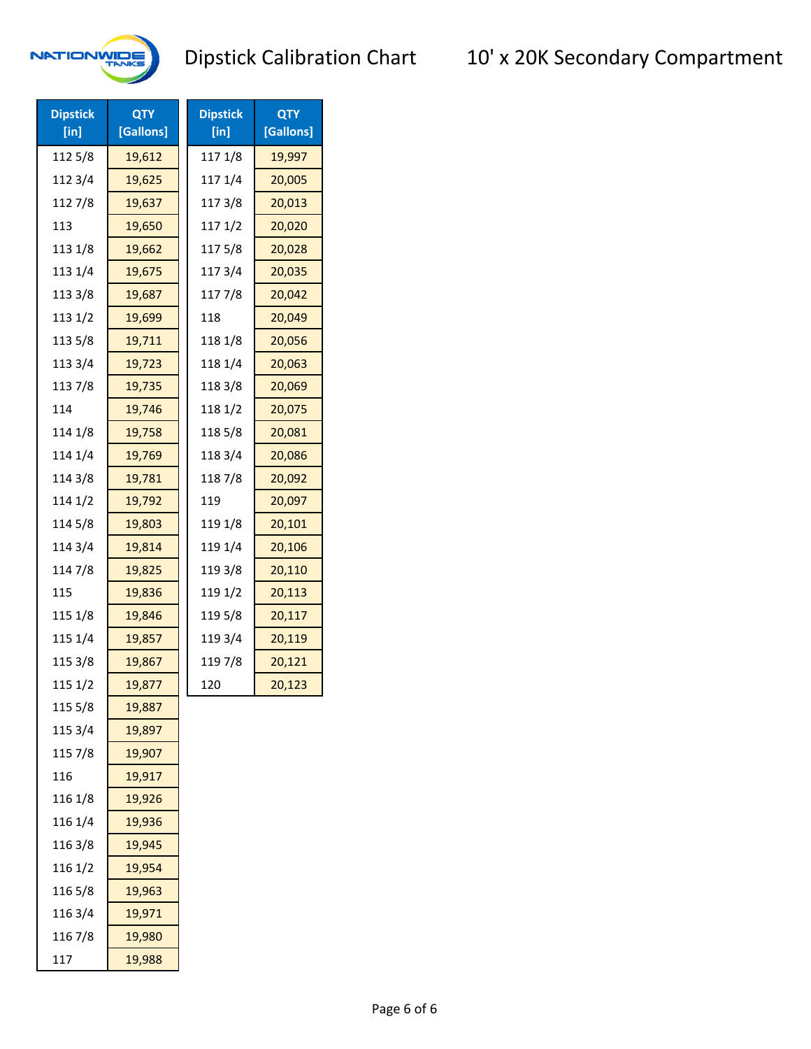# Dipstick Calibration Chart    10' x 20K Secondary Compartment

| Dipstick [in] | QTY [Gallons] |
|---|---|
| 112 5/8 | 19,612 |
| 112 3/4 | 19,625 |
| 112 7/8 | 19,637 |
| 113 | 19,650 |
| 113 1/8 | 19,662 |
| 113 1/4 | 19,675 |
| 113 3/8 | 19,687 |
| 113 1/2 | 19,699 |
| 113 5/8 | 19,711 |
| 113 3/4 | 19,723 |
| 113 7/8 | 19,735 |
| 114 | 19,746 |
| 114 1/8 | 19,758 |
| 114 1/4 | 19,769 |
| 114 3/8 | 19,781 |
| 114 1/2 | 19,792 |
| 114 5/8 | 19,803 |
| 114 3/4 | 19,814 |
| 114 7/8 | 19,825 |
| 115 | 19,836 |
| 115 1/8 | 19,846 |
| 115 1/4 | 19,857 |
| 115 3/8 | 19,867 |
| 115 1/2 | 19,877 |
| 115 5/8 | 19,887 |
| 115 3/4 | 19,897 |
| 115 7/8 | 19,907 |
| 116 | 19,917 |
| 116 1/8 | 19,926 |
| 116 1/4 | 19,936 |
| 116 3/8 | 19,945 |
| 116 1/2 | 19,954 |
| 116 5/8 | 19,963 |
| 116 3/4 | 19,971 |
| 116 7/8 | 19,980 |
| 117 | 19,988 |
| 117 1/8 | 19,997 |
| 117 1/4 | 20,005 |
| 117 3/8 | 20,013 |
| 117 1/2 | 20,020 |
| 117 5/8 | 20,028 |
| 117 3/4 | 20,035 |
| 117 7/8 | 20,042 |
| 118 | 20,049 |
| 118 1/8 | 20,056 |
| 118 1/4 | 20,063 |
| 118 3/8 | 20,069 |
| 118 1/2 | 20,075 |
| 118 5/8 | 20,081 |
| 118 3/4 | 20,086 |
| 118 7/8 | 20,092 |
| 119 | 20,097 |
| 119 1/8 | 20,101 |
| 119 1/4 | 20,106 |
| 119 3/8 | 20,110 |
| 119 1/2 | 20,113 |
| 119 5/8 | 20,117 |
| 119 3/4 | 20,119 |
| 119 7/8 | 20,121 |
| 120 | 20,123 |